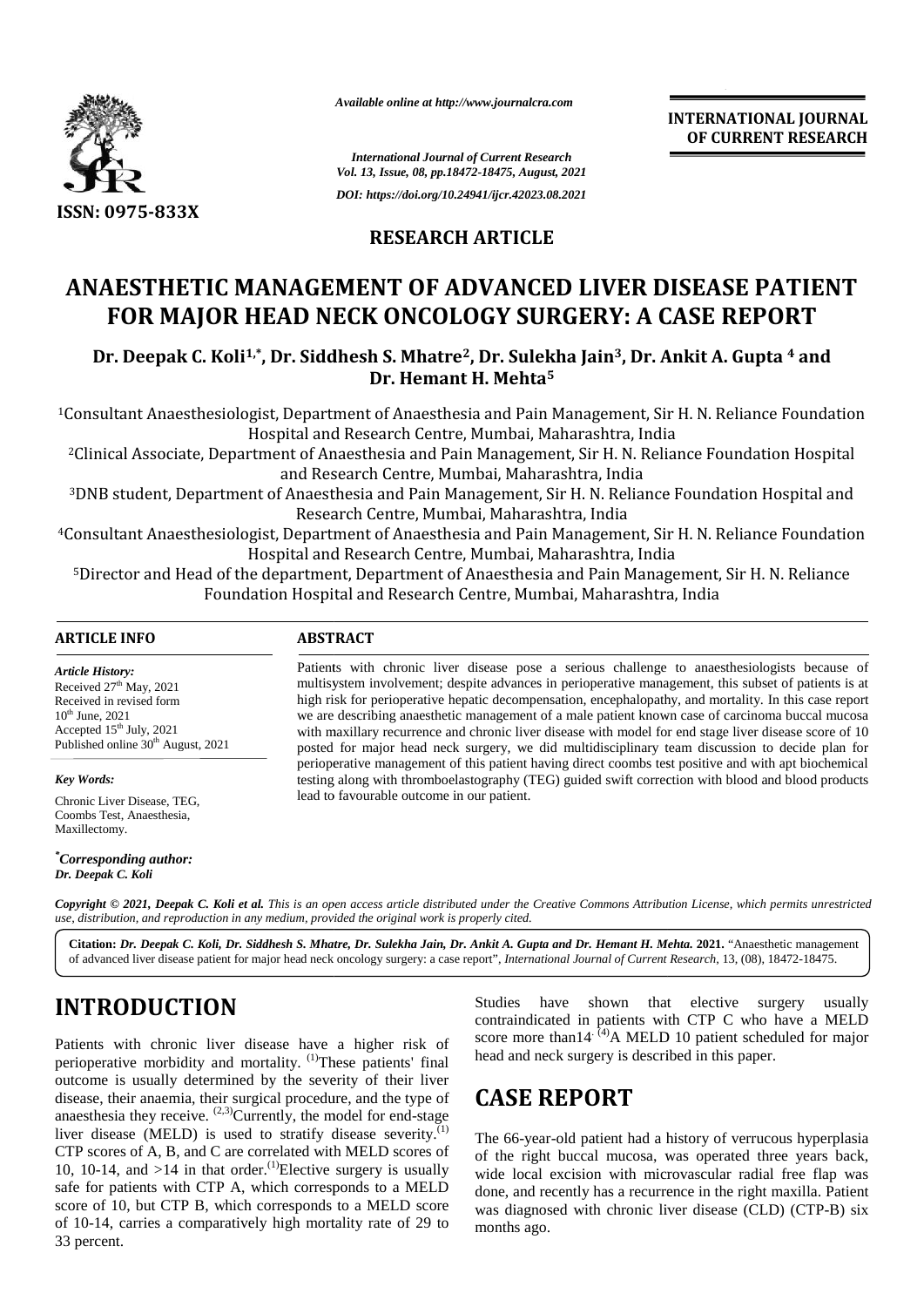*Available online at http://www.journalcra.com*

*International Journal of Current Research*
*Vol. 13, Issue, 08, pp.18472-18475, August, 2021*

*DOI: https://doi.org/10.24941/ijcr.42023.08.2021*

**INTERNATIONAL JOURNAL OF CURRENT RESEARCH**

ISSN: 0975-833X

**RESEARCH ARTICLE**

# ANAESTHETIC MANAGEMENT OF ADVANCED LIVER DISEASE PATIENT FOR MAJOR HEAD NECK ONCOLOGY SURGERY: A CASE REPORT

**Dr. Deepak C. Koli[1,*], Dr. Siddhesh S. Mhatre[2], Dr. Sulekha Jain[3], Dr. Ankit A. Gupta [4] and Dr. Hemant H. Mehta[5]**

[1]Consultant Anaesthesiologist, Department of Anaesthesia and Pain Management, Sir H. N. Reliance Foundation Hospital and Research Centre, Mumbai, Maharashtra, India

[2]Clinical Associate, Department of Anaesthesia and Pain Management, Sir H. N. Reliance Foundation Hospital and Research Centre, Mumbai, Maharashtra, India

[3]DNB student, Department of Anaesthesia and Pain Management, Sir H. N. Reliance Foundation Hospital and Research Centre, Mumbai, Maharashtra, India

[4]Consultant Anaesthesiologist, Department of Anaesthesia and Pain Management, Sir H. N. Reliance Foundation Hospital and Research Centre, Mumbai, Maharashtra, India

[5]Director and Head of the department, Department of Anaesthesia and Pain Management, Sir H. N. Reliance Foundation Hospital and Research Centre, Mumbai, Maharashtra, India

**ARTICLE INFO**

*Article History:*
Received 27th May, 2021
Received in revised form 10th June, 2021
Accepted 15th July, 2021
Published online 30th August, 2021

*Key Words:*
Chronic Liver Disease, TEG, Coombs Test, Anaesthesia, Maxillectomy.

*Corresponding author:*
*Dr. Deepak C. Koli*

**ABSTRACT**

Patients with chronic liver disease pose a serious challenge to anaesthesiologists because of multisystem involvement; despite advances in perioperative management, this subset of patients is at high risk for perioperative hepatic decompensation, encephalopathy, and mortality. In this case report we are describing anaesthetic management of a male patient known case of carcinoma buccal mucosa with maxillary recurrence and chronic liver disease with model for end stage liver disease score of 10 posted for major head neck surgery, we did multidisciplinary team discussion to decide plan for perioperative management of this patient having direct coombs test positive and with apt biochemical testing along with thromboelastography (TEG) guided swift correction with blood and blood products lead to favourable outcome in our patient.

*Copyright © 2021, Deepak C. Koli et al. This is an open access article distributed under the Creative Commons Attribution License, which permits unrestricted use, distribution, and reproduction in any medium, provided the original work is properly cited.*

**Citation:** *Dr. Deepak C. Koli, Dr. Siddhesh S. Mhatre, Dr. Sulekha Jain, Dr. Ankit A. Gupta and Dr. Hemant H. Mehta.* **2021.** "Anaesthetic management of advanced liver disease patient for major head neck oncology surgery: a case report", *International Journal of Current Research*, 13, (08), 18472-18475.

## INTRODUCTION

Patients with chronic liver disease have a higher risk of perioperative morbidity and mortality. [1]These patients' final outcome is usually determined by the severity of their liver disease, their anaemia, their surgical procedure, and the type of anaesthesia they receive. [2,3]Currently, the model for end-stage liver disease (MELD) is used to stratify disease severity.[1] CTP scores of A, B, and C are correlated with MELD scores of 10, 10-14, and >14 in that order.[1]Elective surgery is usually safe for patients with CTP A, which corresponds to a MELD score of 10, but CTP B, which corresponds to a MELD score of 10-14, carries a comparatively high mortality rate of 29 to 33 percent. Studies have shown that elective surgery usually contraindicated in patients with CTP C who have a MELD score more than14. [4]A MELD 10 patient scheduled for major head and neck surgery is described in this paper.

## CASE REPORT

The 66-year-old patient had a history of verrucous hyperplasia of the right buccal mucosa, was operated three years back, wide local excision with microvascular radial free flap was done, and recently has a recurrence in the right maxilla. Patient was diagnosed with chronic liver disease (CLD) (CTP-B) six months ago.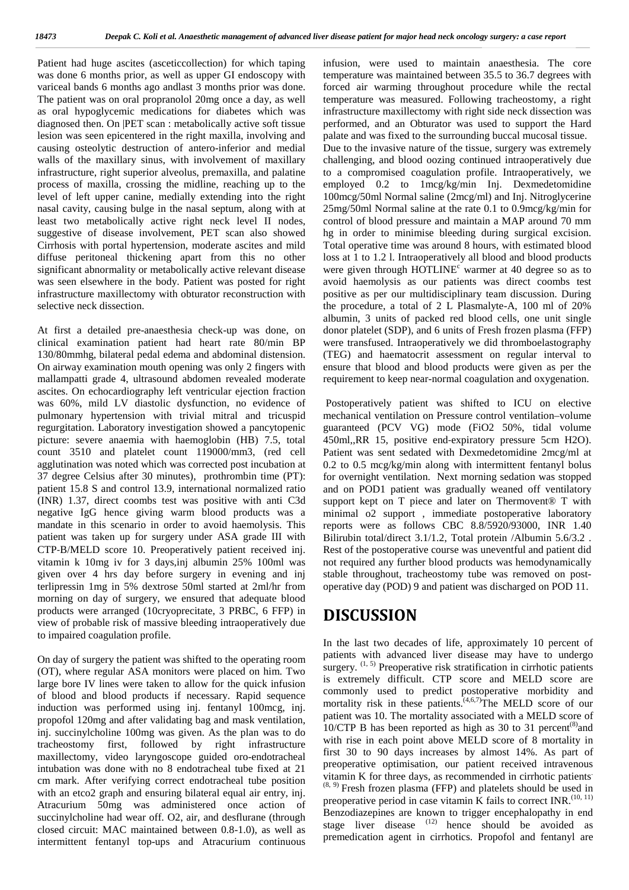Patient had huge ascites (asceticcollection) for which taping was done 6 months prior, as well as upper GI endoscopy with variceal bands 6 months ago andlast 3 months prior was done. The patient was on oral propranolol 20mg once a day, as well as oral hypoglycemic medications for diabetes which was diagnosed then. On |PET scan : metabolically active soft tissue lesion was seen epicentered in the right maxilla, involving and causing osteolytic destruction of antero-inferior and medial walls of the maxillary sinus, with involvement of maxillary infrastructure, right superior alveolus, premaxilla, and palatine process of maxilla, crossing the midline, reaching up to the level of left upper canine, medially extending into the right nasal cavity, causing bulge in the nasal septum, along with at least two metabolically active right neck level II nodes, suggestive of disease involvement, PET scan also showed Cirrhosis with portal hypertension, moderate ascites and mild diffuse peritoneal thickening apart from this no other significant abnormality or metabolically active relevant disease was seen elsewhere in the body. Patient was posted for right infrastructure maxillectomy with obturator reconstruction with selective neck dissection.

At first a detailed pre-anaesthesia check-up was done, on clinical examination patient had heart rate 80/min BP 130/80mmhg, bilateral pedal edema and abdominal distension. On airway examination mouth opening was only 2 fingers with mallampatti grade 4, ultrasound abdomen revealed moderate ascites. On echocardiography left ventricular ejection fraction was 60%, mild LV diastolic dysfunction, no evidence of pulmonary hypertension with trivial mitral and tricuspid regurgitation. Laboratory investigation showed a pancytopenic picture: severe anaemia with haemoglobin (HB) 7.5, total count 3510 and platelet count 119000/mm3, (red cell agglutination was noted which was corrected post incubation at 37 degree Celsius after 30 minutes), prothrombin time (PT): patient 15.8 S and control 13.9, international normalized ratio (INR) 1.37, direct coombs test was positive with anti C3d negative IgG hence giving warm blood products was a mandate in this scenario in order to avoid haemolysis. This patient was taken up for surgery under ASA grade III with CTP-B/MELD score 10. Preoperatively patient received inj. vitamin k 10mg iv for 3 days,inj albumin 25% 100ml was given over 4 hrs day before surgery in evening and inj terlipressin 1mg in 5% dextrose 50ml started at 2ml/hr from morning on day of surgery, we ensured that adequate blood products were arranged (10cryoprecitate, 3 PRBC, 6 FFP) in view of probable risk of massive bleeding intraoperatively due to impaired coagulation profile.

On day of surgery the patient was shifted to the operating room (OT), where regular ASA monitors were placed on him. Two large bore IV lines were taken to allow for the quick infusion of blood and blood products if necessary. Rapid sequence induction was performed using inj. fentanyl 100mcg, inj. propofol 120mg and after validating bag and mask ventilation, inj. succinylcholine 100mg was given. As the plan was to do tracheostomy first, followed by right infrastructure maxillectomy, video laryngoscope guided oro-endotracheal intubation was done with no 8 endotracheal tube fixed at 21 cm mark. After verifying correct endotracheal tube position with an etco2 graph and ensuring bilateral equal air entry, inj. Atracurium 50mg was administered once action of succinylcholine had wear off. O2, air, and desflurane (through closed circuit: MAC maintained between 0.8-1.0), as well as intermittent fentanyl top-ups and Atracurium continuous infusion, were used to maintain anaesthesia. The core temperature was maintained between 35.5 to 36.7 degrees with forced air warming throughout procedure while the rectal temperature was measured. Following tracheostomy, a right infrastructure maxillectomy with right side neck dissection was performed, and an Obturator was used to support the Hard palate and was fixed to the surrounding buccal mucosal tissue. Due to the invasive nature of the tissue, surgery was extremely challenging, and blood oozing continued intraoperatively due to a compromised coagulation profile. Intraoperatively, we employed 0.2 to 1mcg/kg/min Inj. Dexmedetomidine 100mcg/50ml Normal saline (2mcg/ml) and Inj. Nitroglycerine 25mg/50ml Normal saline at the rate 0.1 to 0.9mcg/kg/min for control of blood pressure and maintain a MAP around 70 mm hg in order to minimise bleeding during surgical excision. Total operative time was around 8 hours, with estimated blood loss at 1 to 1.2 l. Intraoperatively all blood and blood products were given through HOTLINE[c] warmer at 40 degree so as to avoid haemolysis as our patients was direct coombs test positive as per our multidisciplinary team discussion. During the procedure, a total of 2 L Plasmalyte-A, 100 ml of 20% albumin, 3 units of packed red blood cells, one unit single donor platelet (SDP), and 6 units of Fresh frozen plasma (FFP) were transfused. Intraoperatively we did thromboelastography (TEG) and haematocrit assessment on regular interval to ensure that blood and blood products were given as per the requirement to keep near-normal coagulation and oxygenation.

Postoperatively patient was shifted to ICU on elective mechanical ventilation on Pressure control ventilation–volume guaranteed (PCV VG) mode (FiO2 50%, tidal volume 450ml,,RR 15, positive end-expiratory pressure 5cm H2O). Patient was sent sedated with Dexmedetomidine 2mcg/ml at 0.2 to 0.5 mcg/kg/min along with intermittent fentanyl bolus for overnight ventilation. Next morning sedation was stopped and on POD1 patient was gradually weaned off ventilatory support kept on T piece and later on Thermovent® T with minimal o2 support , immediate postoperative laboratory reports were as follows CBC 8.8/5920/93000, INR 1.40 Bilirubin total/direct 3.1/1.2, Total protein /Albumin 5.6/3.2 . Rest of the postoperative course was uneventful and patient did not required any further blood products was hemodynamically stable throughout, tracheostomy tube was removed on post-operative day (POD) 9 and patient was discharged on POD 11.

## DISCUSSION

In the last two decades of life, approximately 10 percent of patients with advanced liver disease may have to undergo surgery. [1, 5] Preoperative risk stratification in cirrhotic patients is extremely difficult. CTP score and MELD score are commonly used to predict postoperative morbidity and mortality risk in these patients.[4,6,7]The MELD score of our patient was 10. The mortality associated with a MELD score of 10/CTP B has been reported as high as 30 to 31 percent[8]and with rise in each point above MELD score of 8 mortality in first 30 to 90 days increases by almost 14%. As part of preoperative optimisation, our patient received intravenous vitamin K for three days, as recommended in cirrhotic patients. [8, 9] Fresh frozen plasma (FFP) and platelets should be used in preoperative period in case vitamin K fails to correct INR.[10, 11] Benzodiazepines are known to trigger encephalopathy in end stage liver disease [12] hence should be avoided as premedication agent in cirrhotics. Propofol and fentanyl are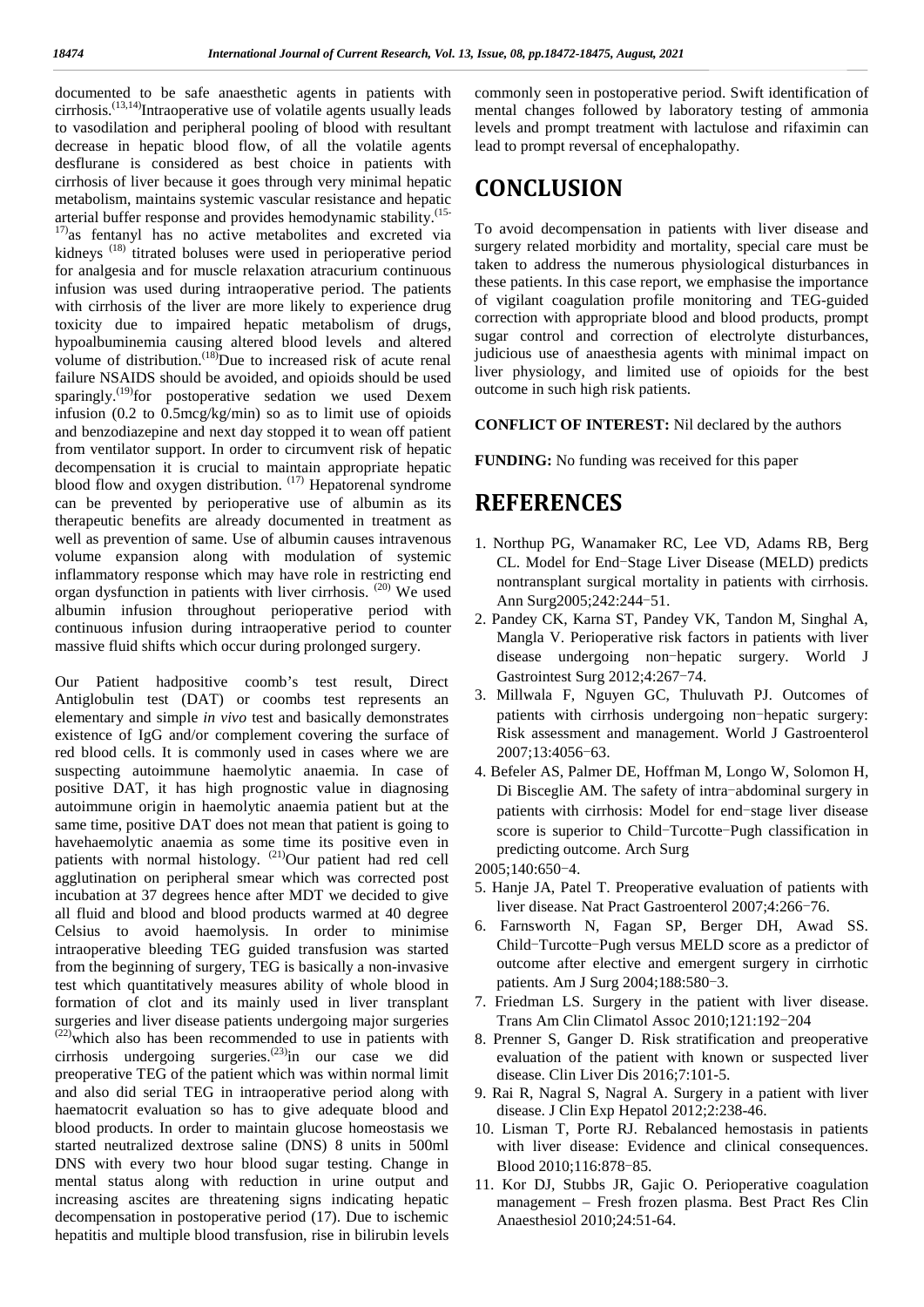documented to be safe anaesthetic agents in patients with cirrhosis.[13,14]Intraoperative use of volatile agents usually leads to vasodilation and peripheral pooling of blood with resultant decrease in hepatic blood flow, of all the volatile agents desflurane is considered as best choice in patients with cirrhosis of liver because it goes through very minimal hepatic metabolism, maintains systemic vascular resistance and hepatic arterial buffer response and provides hemodynamic stability.[15-17]as fentanyl has no active metabolites and excreted via kidneys [18] titrated boluses were used in perioperative period for analgesia and for muscle relaxation atracurium continuous infusion was used during intraoperative period. The patients with cirrhosis of the liver are more likely to experience drug toxicity due to impaired hepatic metabolism of drugs, hypoalbuminemia causing altered blood levels and altered volume of distribution.[18]Due to increased risk of acute renal failure NSAIDS should be avoided, and opioids should be used sparingly.[19]for postoperative sedation we used Dexem infusion (0.2 to 0.5mcg/kg/min) so as to limit use of opioids and benzodiazepine and next day stopped it to wean off patient from ventilator support. In order to circumvent risk of hepatic decompensation it is crucial to maintain appropriate hepatic blood flow and oxygen distribution. [17] Hepatorenal syndrome can be prevented by perioperative use of albumin as its therapeutic benefits are already documented in treatment as well as prevention of same. Use of albumin causes intravenous volume expansion along with modulation of systemic inflammatory response which may have role in restricting end organ dysfunction in patients with liver cirrhosis. [20] We used albumin infusion throughout perioperative period with continuous infusion during intraoperative period to counter massive fluid shifts which occur during prolonged surgery.

Our Patient hadpositive coomb's test result, Direct Antiglobulin test (DAT) or coombs test represents an elementary and simple *in vivo* test and basically demonstrates existence of IgG and/or complement covering the surface of red blood cells. It is commonly used in cases where we are suspecting autoimmune haemolytic anaemia. In case of positive DAT, it has high prognostic value in diagnosing autoimmune origin in haemolytic anaemia patient but at the same time, positive DAT does not mean that patient is going to havehaemolytic anaemia as some time its positive even in patients with normal histology. [21]Our patient had red cell agglutination on peripheral smear which was corrected post incubation at 37 degrees hence after MDT we decided to give all fluid and blood and blood products warmed at 40 degree Celsius to avoid haemolysis. In order to minimise intraoperative bleeding TEG guided transfusion was started from the beginning of surgery, TEG is basically a non-invasive test which quantitatively measures ability of whole blood in formation of clot and its mainly used in liver transplant surgeries and liver disease patients undergoing major surgeries [22]which also has been recommended to use in patients with cirrhosis undergoing surgeries.[23]in our case we did preoperative TEG of the patient which was within normal limit and also did serial TEG in intraoperative period along with haematocrit evaluation so has to give adequate blood and blood products. In order to maintain glucose homeostasis we started neutralized dextrose saline (DNS) 8 units in 500ml DNS with every two hour blood sugar testing. Change in mental status along with reduction in urine output and increasing ascites are threatening signs indicating hepatic decompensation in postoperative period (17). Due to ischemic hepatitis and multiple blood transfusion, rise in bilirubin levels commonly seen in postoperative period. Swift identification of mental changes followed by laboratory testing of ammonia levels and prompt treatment with lactulose and rifaximin can lead to prompt reversal of encephalopathy.

# CONCLUSION

To avoid decompensation in patients with liver disease and surgery related morbidity and mortality, special care must be taken to address the numerous physiological disturbances in these patients. In this case report, we emphasise the importance of vigilant coagulation profile monitoring and TEG-guided correction with appropriate blood and blood products, prompt sugar control and correction of electrolyte disturbances, judicious use of anaesthesia agents with minimal impact on liver physiology, and limited use of opioids for the best outcome in such high risk patients.

**CONFLICT OF INTEREST:** Nil declared by the authors

**FUNDING:** No funding was received for this paper

# REFERENCES

1. Northup PG, Wanamaker RC, Lee VD, Adams RB, Berg CL. Model for End−Stage Liver Disease (MELD) predicts nontransplant surgical mortality in patients with cirrhosis. Ann Surg2005;242:244−51.
2. Pandey CK, Karna ST, Pandey VK, Tandon M, Singhal A, Mangla V. Perioperative risk factors in patients with liver disease undergoing non−hepatic surgery. World J Gastrointest Surg 2012;4:267−74.
3. Millwala F, Nguyen GC, Thuluvath PJ. Outcomes of patients with cirrhosis undergoing non−hepatic surgery: Risk assessment and management. World J Gastroenterol 2007;13:4056−63.
4. Befeler AS, Palmer DE, Hoffman M, Longo W, Solomon H, Di Bisceglie AM. The safety of intra−abdominal surgery in patients with cirrhosis: Model for end−stage liver disease score is superior to Child−Turcotte−Pugh classification in predicting outcome. Arch Surg 2005;140:650−4.
5. Hanje JA, Patel T. Preoperative evaluation of patients with liver disease. Nat Pract Gastroenterol 2007;4:266−76.
6. Farnsworth N, Fagan SP, Berger DH, Awad SS. Child−Turcotte−Pugh versus MELD score as a predictor of outcome after elective and emergent surgery in cirrhotic patients. Am J Surg 2004;188:580−3.
7. Friedman LS. Surgery in the patient with liver disease. Trans Am Clin Climatol Assoc 2010;121:192−204
8. Prenner S, Ganger D. Risk stratification and preoperative evaluation of the patient with known or suspected liver disease. Clin Liver Dis 2016;7:101-5.
9. Rai R, Nagral S, Nagral A. Surgery in a patient with liver disease. J Clin Exp Hepatol 2012;2:238-46.
10. Lisman T, Porte RJ. Rebalanced hemostasis in patients with liver disease: Evidence and clinical consequences. Blood 2010;116:878−85.
11. Kor DJ, Stubbs JR, Gajic O. Perioperative coagulation management – Fresh frozen plasma. Best Pract Res Clin Anaesthesiol 2010;24:51-64.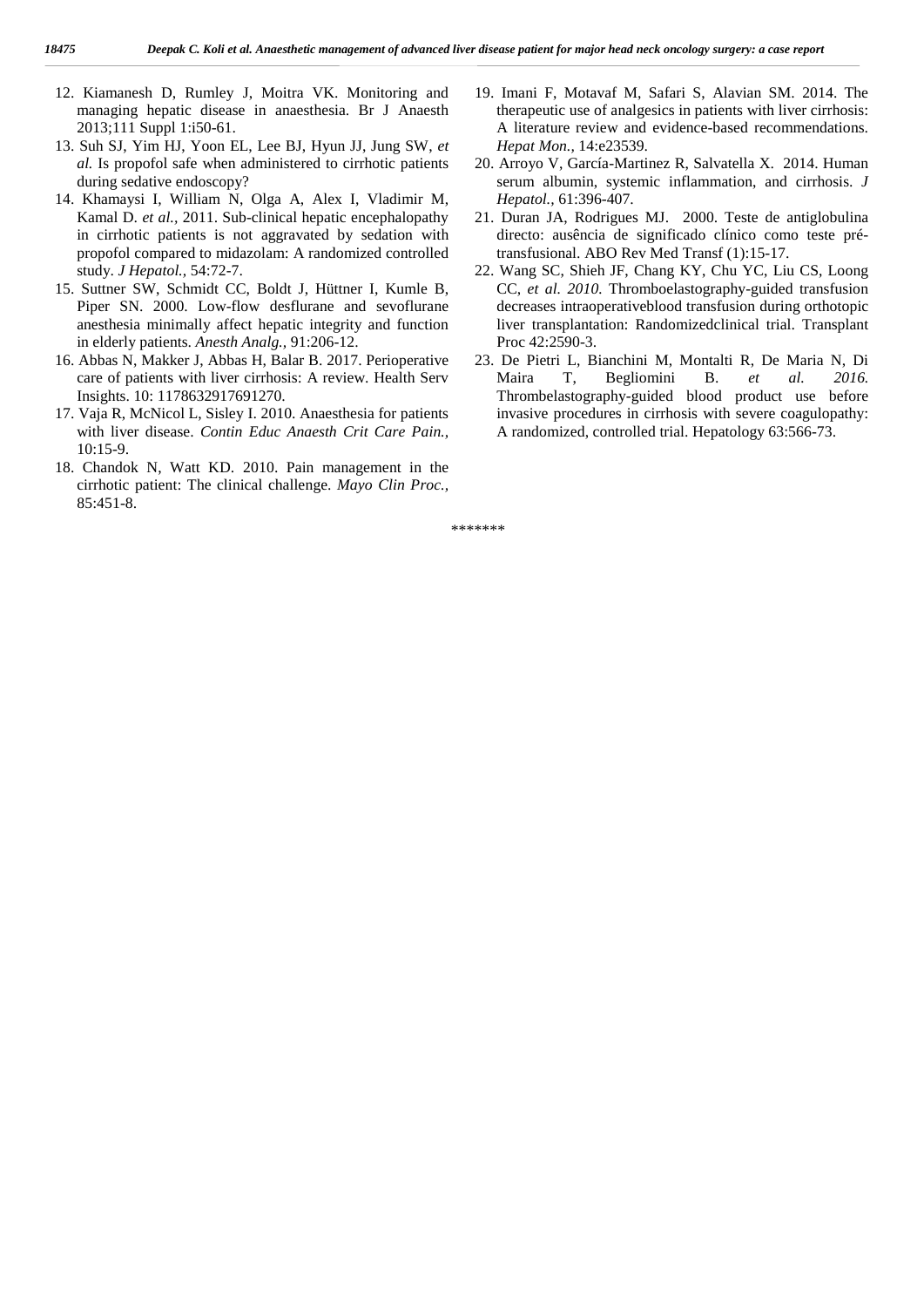12. Kiamanesh D, Rumley J, Moitra VK. Monitoring and managing hepatic disease in anaesthesia. Br J Anaesth 2013;111 Suppl 1:i50-61.
13. Suh SJ, Yim HJ, Yoon EL, Lee BJ, Hyun JJ, Jung SW, *et al.* Is propofol safe when administered to cirrhotic patients during sedative endoscopy?
14. Khamaysi I, William N, Olga A, Alex I, Vladimir M, Kamal D. *et al.*, 2011. Sub-clinical hepatic encephalopathy in cirrhotic patients is not aggravated by sedation with propofol compared to midazolam: A randomized controlled study. *J Hepatol.,* 54:72-7.
15. Suttner SW, Schmidt CC, Boldt J, Hüttner I, Kumle B, Piper SN. 2000. Low-flow desflurane and sevoflurane anesthesia minimally affect hepatic integrity and function in elderly patients. *Anesth Analg.,* 91:206-12.
16. Abbas N, Makker J, Abbas H, Balar B. 2017. Perioperative care of patients with liver cirrhosis: A review. Health Serv Insights. 10: 1178632917691270.
17. Vaja R, McNicol L, Sisley I. 2010. Anaesthesia for patients with liver disease. *Contin Educ Anaesth Crit Care Pain.,* 10:15-9.
18. Chandok N, Watt KD. 2010. Pain management in the cirrhotic patient: The clinical challenge. *Mayo Clin Proc.,* 85:451-8.
19. Imani F, Motavaf M, Safari S, Alavian SM. 2014. The therapeutic use of analgesics in patients with liver cirrhosis: A literature review and evidence-based recommendations. *Hepat Mon.,* 14:e23539.
20. Arroyo V, García-Martinez R, Salvatella X. 2014. Human serum albumin, systemic inflammation, and cirrhosis. *J Hepatol.,* 61:396-407.
21. Duran JA, Rodrigues MJ. 2000. Teste de antiglobulina directo: ausência de significado clínico como teste pré-transfusional. ABO Rev Med Transf (1):15-17.
22. Wang SC, Shieh JF, Chang KY, Chu YC, Liu CS, Loong CC, *et al. 2010.* Thromboelastography-guided transfusion decreases intraoperativeblood transfusion during orthotopic liver transplantation: Randomizedclinical trial. Transplant Proc 42:2590-3.
23. De Pietri L, Bianchini M, Montalti R, De Maria N, Di Maira T, Begliomini B. *et al. 2016.* Thrombelastography-guided blood product use before invasive procedures in cirrhosis with severe coagulopathy: A randomized, controlled trial. Hepatology 63:566-73.

*******